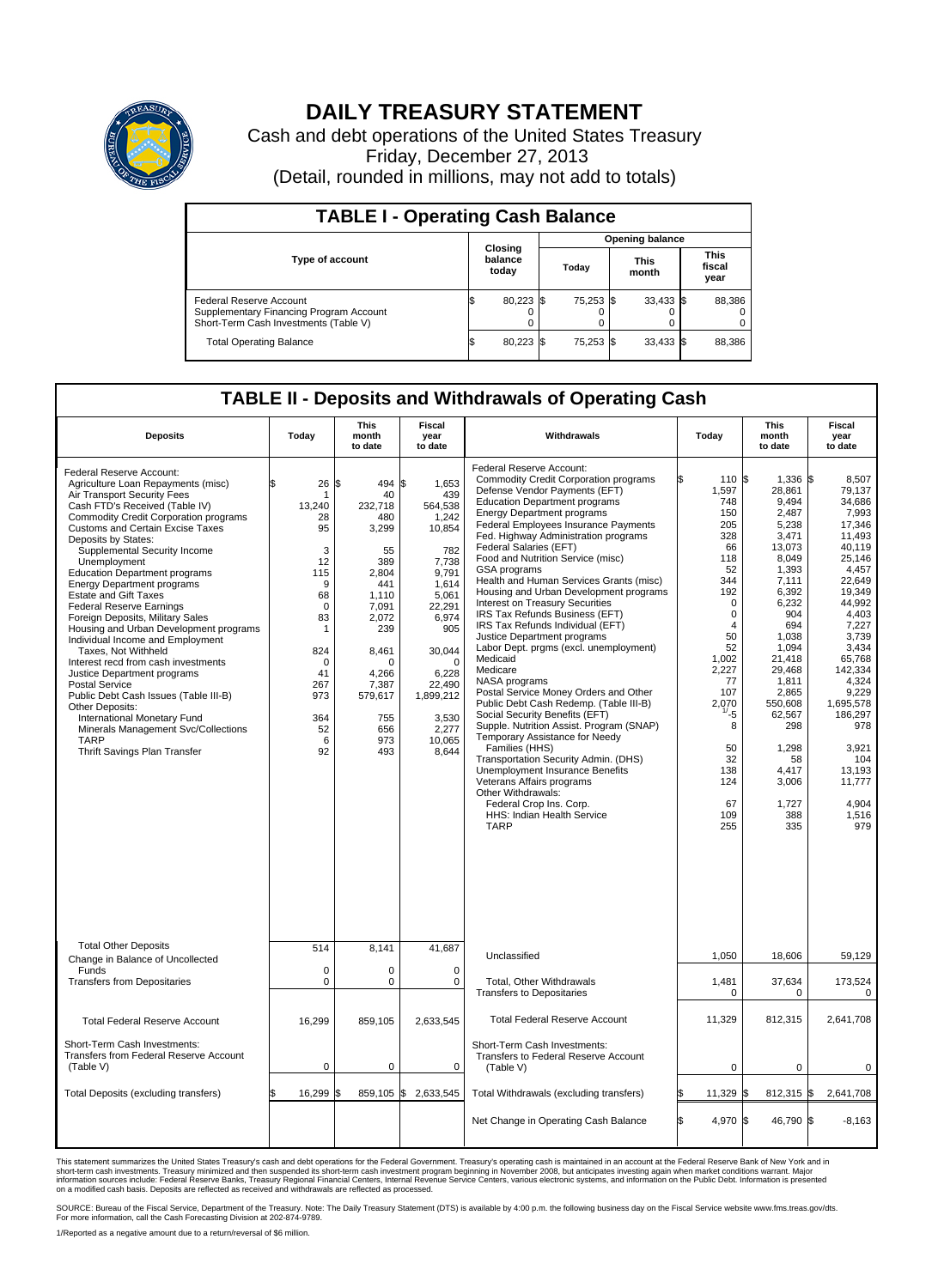# DAILY TREASURY STATEMENT

Cash and debt operations of the United States Treasury

Friday, December 27, 2013

(Detail, rounded in millions, may not add to totals)

## TABLE I - Operating Cash Balance

| Type of account | Closing balance today | Opening balance Today | Opening balance This month | Opening balance This fiscal year |
|---|---|---|---|---|
| Federal Reserve Account | $ 80,223 | $ 75,253 | $ 33,433 | $ 88,386 |
| Supplementary Financing Program Account | 0 | 0 | 0 | 0 |
| Short-Term Cash Investments (Table V) | 0 | 0 | 0 | 0 |
| Total Operating Balance | $ 80,223 | $ 75,253 | $ 33,433 | $ 88,386 |

## TABLE II - Deposits and Withdrawals of Operating Cash

| Deposits | Today | This month to date | Fiscal year to date |
|---|---|---|---|
| Federal Reserve Account: | | | |
| Agriculture Loan Repayments (misc) | $ 26 | $ 494 | $ 1,653 |
| Air Transport Security Fees | 1 | 40 | 439 |
| Cash FTD's Received (Table IV) | 13,240 | 232,718 | 564,538 |
| Commodity Credit Corporation programs | 28 | 480 | 1,242 |
| Customs and Certain Excise Taxes | 95 | 3,299 | 10,854 |
| Deposits by States: | | | |
| Supplemental Security Income | 3 | 55 | 782 |
| Unemployment | 12 | 389 | 7,738 |
| Education Department programs | 115 | 2,804 | 9,791 |
| Energy Department programs | 9 | 441 | 1,614 |
| Estate and Gift Taxes | 68 | 1,110 | 5,061 |
| Federal Reserve Earnings | 0 | 7,091 | 22,291 |
| Foreign Deposits, Military Sales | 83 | 2,072 | 6,974 |
| Housing and Urban Development programs | 1 | 239 | 905 |
| Individual Income and Employment Taxes, Not Withheld | 824 | 8,461 | 30,044 |
| Interest recd from cash investments | 0 | 0 | 0 |
| Justice Department programs | 41 | 4,266 | 6,228 |
| Postal Service | 267 | 7,387 | 22,490 |
| Public Debt Cash Issues (Table III-B) | 973 | 579,617 | 1,899,212 |
| Other Deposits: | | | |
| International Monetary Fund | 364 | 755 | 3,530 |
| Minerals Management Svc/Collections | 52 | 656 | 2,277 |
| TARP | 6 | 973 | 10,065 |
| Thrift Savings Plan Transfer | 92 | 493 | 8,644 |
| Total Other Deposits | 514 | 8,141 | 41,687 |
| Change in Balance of Uncollected Funds | 0 | 0 | 0 |
| Transfers from Depositaries | 0 | 0 | 0 |
| Total Federal Reserve Account | 16,299 | 859,105 | 2,633,545 |
| Short-Term Cash Investments: Transfers from Federal Reserve Account (Table V) | 0 | 0 | 0 |
| Total Deposits (excluding transfers) | $ 16,299 | $ 859,105 | $ 2,633,545 |

| Withdrawals | Today | This month to date | Fiscal year to date |
|---|---|---|---|
| Federal Reserve Account: | | | |
| Commodity Credit Corporation programs | $ 110 | $ 1,336 | $ 8,507 |
| Defense Vendor Payments (EFT) | 1,597 | 28,861 | 79,137 |
| Education Department programs | 748 | 9,494 | 34,686 |
| Energy Department programs | 150 | 2,487 | 7,993 |
| Federal Employees Insurance Payments | 205 | 5,238 | 17,346 |
| Fed. Highway Administration programs | 328 | 3,471 | 11,493 |
| Federal Salaries (EFT) | 66 | 13,073 | 40,119 |
| Food and Nutrition Service (misc) | 118 | 8,049 | 25,146 |
| GSA programs | 52 | 1,393 | 4,457 |
| Health and Human Services Grants (misc) | 344 | 7,111 | 22,649 |
| Housing and Urban Development programs | 192 | 6,392 | 19,349 |
| Interest on Treasury Securities | 0 | 6,232 | 44,992 |
| IRS Tax Refunds Business (EFT) | 0 | 904 | 4,403 |
| IRS Tax Refunds Individual (EFT) | 4 | 694 | 7,227 |
| Justice Department programs | 50 | 1,038 | 3,739 |
| Labor Dept. prgms (excl. unemployment) | 52 | 1,094 | 3,434 |
| Medicaid | 1,002 | 21,418 | 65,768 |
| Medicare | 2,227 | 29,468 | 142,334 |
| NASA programs | 77 | 1,811 | 4,324 |
| Postal Service Money Orders and Other | 107 | 2,865 | 9,229 |
| Public Debt Cash Redemp. (Table III-B) | 2,070 | 550,608 | 1,695,578 |
| Social Security Benefits (EFT) | 1/ -5 | 62,567 | 186,297 |
| Supple. Nutrition Assist. Program (SNAP) | 8 | 298 | 978 |
| Temporary Assistance for Needy Families (HHS) | 50 | 1,298 | 3,921 |
| Transportation Security Admin. (DHS) | 32 | 58 | 104 |
| Unemployment Insurance Benefits | 138 | 4,417 | 13,193 |
| Veterans Affairs programs | 124 | 3,006 | 11,777 |
| Other Withdrawals: | | | |
| Federal Crop Ins. Corp. | 67 | 1,727 | 4,904 |
| HHS: Indian Health Service | 109 | 388 | 1,516 |
| TARP | 255 | 335 | 979 |
| Unclassified | 1,050 | 18,606 | 59,129 |
| Total, Other Withdrawals | 1,481 | 37,634 | 173,524 |
| Transfers to Depositaries | 0 | 0 | 0 |
| Total Federal Reserve Account | 11,329 | 812,315 | 2,641,708 |
| Short-Term Cash Investments: Transfers to Federal Reserve Account (Table V) | 0 | 0 | 0 |
| Total Withdrawals (excluding transfers) | $ 11,329 | $ 812,315 | $ 2,641,708 |
| Net Change in Operating Cash Balance | $ 4,970 | $ 46,790 | $ -8,163 |

This statement summarizes the United States Treasury's cash and debt operations for the Federal Government. Treasury's operating cash is maintained in an account at the Federal Reserve Bank of New York and in short-term cash investments. Treasury minimized and then suspended its short-term cash investment program beginning in November 2008, but anticipates investing again when market conditions warrant. Major information sources include: Federal Reserve Banks, Treasury Regional Financial Centers, Internal Revenue Service Centers, various electronic systems, and information on the Public Debt. Information is presented on a modified cash basis. Deposits are reflected as received and withdrawals are reflected as processed.

SOURCE: Bureau of the Fiscal Service, Department of the Treasury. Note: The Daily Treasury Statement (DTS) is available by 4:00 p.m. the following business day on the Fiscal Service website www.fms.treas.gov/dts. For more information, call the Cash Forecasting Division at 202-874-9789.

1/Reported as a negative amount due to a return/reversal of $6 million.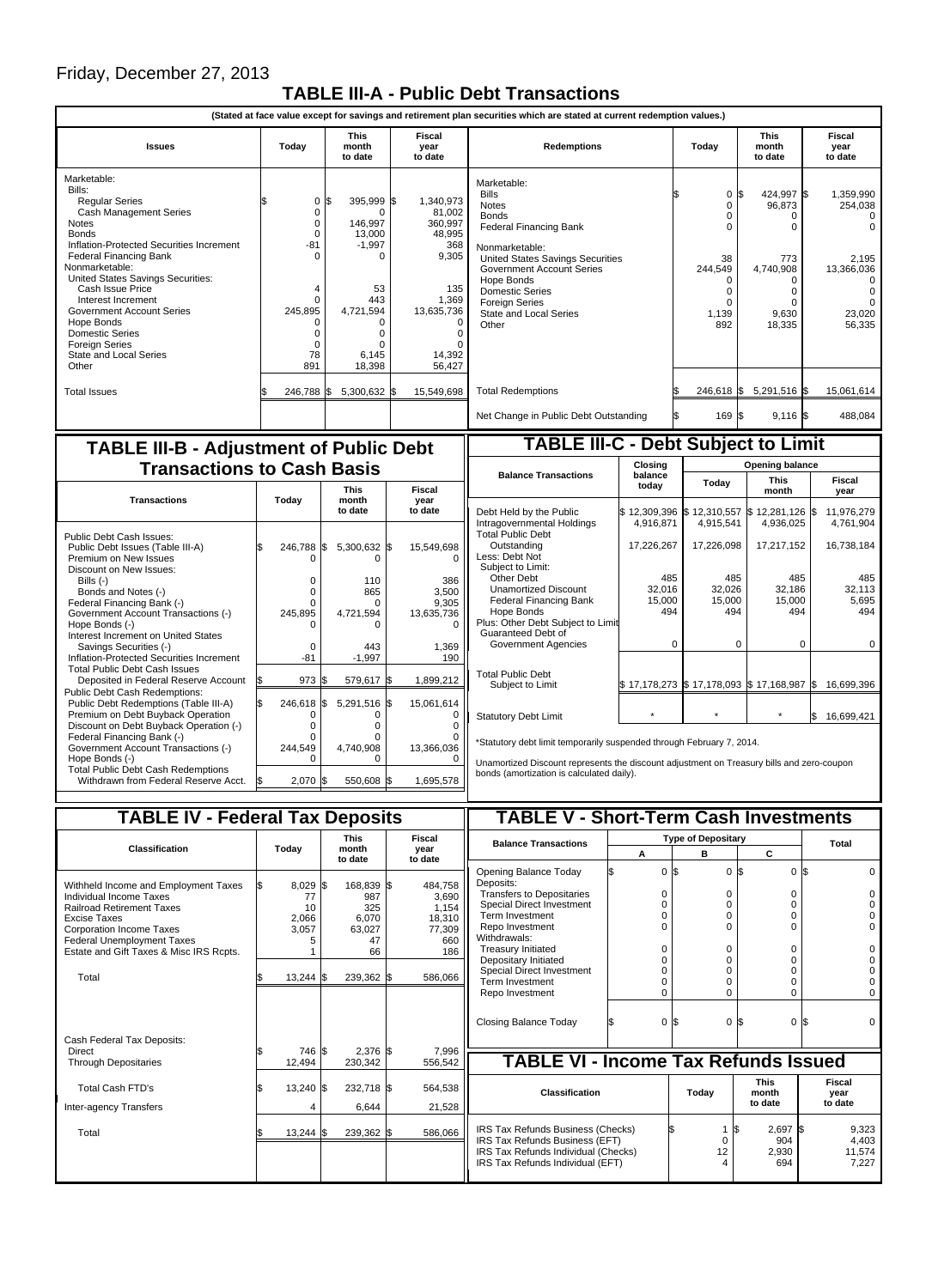Friday, December 27, 2013

# TABLE III-A - Public Debt Transactions

(Stated at face value except for savings and retirement plan securities which are stated at current redemption values.)

| Issues | Today | This month to date | Fiscal year to date |
|---|---|---|---|
| Marketable: | | | |
| Bills: | | | |
| Regular Series | $ 0 | $ 395,999 | $ 1,340,973 |
| Cash Management Series | 0 | 0 | 81,002 |
| Notes | 0 | 146,997 | 360,997 |
| Bonds | 0 | 13,000 | 48,995 |
| Inflation-Protected Securities Increment | -81 | -1,997 | 368 |
| Federal Financing Bank | 0 | 0 | 9,305 |
| Nonmarketable: | | | |
| United States Savings Securities: | | | |
| Cash Issue Price | 4 | 53 | 135 |
| Interest Increment | 0 | 443 | 1,369 |
| Government Account Series | 245,895 | 4,721,594 | 13,635,736 |
| Hope Bonds | 0 | 0 | 0 |
| Domestic Series | 0 | 0 | 0 |
| Foreign Series | 0 | 0 | 0 |
| State and Local Series | 78 | 6,145 | 14,392 |
| Other | 891 | 18,398 | 56,427 |
| Total Issues | $ 246,788 | $ 5,300,632 | $ 15,549,698 |

| Redemptions | Today | This month to date | Fiscal year to date |
|---|---|---|---|
| Marketable: | | | |
| Bills | $ 0 | $ 424,997 | $ 1,359,990 |
| Notes | 0 | 96,873 | 254,038 |
| Bonds | 0 | 0 | 0 |
| Federal Financing Bank | 0 | 0 | 0 |
| Nonmarketable: | | | |
| United States Savings Securities | 38 | 773 | 2,195 |
| Government Account Series | 244,549 | 4,740,908 | 13,366,036 |
| Hope Bonds | 0 | 0 | 0 |
| Domestic Series | 0 | 0 | 0 |
| Foreign Series | 0 | 0 | 0 |
| State and Local Series | 1,139 | 9,630 | 23,020 |
| Other | 892 | 18,335 | 56,335 |
| Total Redemptions | $ 246,618 | $ 5,291,516 | $ 15,061,614 |
| Net Change in Public Debt Outstanding | $ 169 | $ 9,116 | $ 488,084 |

# TABLE III-B - Adjustment of Public Debt Transactions to Cash Basis

| Transactions | Today | This month to date | Fiscal year to date |
|---|---|---|---|
| Public Debt Cash Issues: | | | |
| Public Debt Issues (Table III-A) | $ 246,788 | $ 5,300,632 | $ 15,549,698 |
| Premium on New Issues | 0 | 0 | 0 |
| Discount on New Issues: | | | |
| Bills (-) | 0 | 110 | 386 |
| Bonds and Notes (-) | 0 | 865 | 3,500 |
| Federal Financing Bank (-) | 0 | 0 | 9,305 |
| Government Account Transactions (-) | 245,895 | 4,721,594 | 13,635,736 |
| Hope Bonds (-) | 0 | 0 | 0 |
| Interest Increment on United States Savings Securities (-) | 0 | 443 | 1,369 |
| Inflation-Protected Securities Increment | -81 | -1,997 | 190 |
| Total Public Debt Cash Issues Deposited in Federal Reserve Account | $ 973 | $ 579,617 | $ 1,899,212 |
| Public Debt Cash Redemptions: | | | |
| Public Debt Redemptions (Table III-A) | $ 246,618 | $ 5,291,516 | $ 15,061,614 |
| Premium on Debt Buyback Operation | 0 | 0 | 0 |
| Discount on Debt Buyback Operation (-) | 0 | 0 | 0 |
| Federal Financing Bank (-) | 0 | 0 | 0 |
| Government Account Transactions (-) | 244,549 | 4,740,908 | 13,366,036 |
| Hope Bonds (-) | 0 | 0 | 0 |
| Total Public Debt Cash Redemptions Withdrawn from Federal Reserve Acct. | $ 2,070 | $ 550,608 | $ 1,695,578 |

# TABLE III-C - Debt Subject to Limit

| Balance Transactions | Closing balance today | Opening balance Today | Opening balance This month | Opening balance Fiscal year |
|---|---|---|---|---|
| Debt Held by the Public | $ 12,309,396 | $ 12,310,557 | $ 12,281,126 | $ 11,976,279 |
| Intragovernmental Holdings | 4,916,871 | 4,915,541 | 4,936,025 | 4,761,904 |
| Total Public Debt Outstanding | 17,226,267 | 17,226,098 | 17,217,152 | 16,738,184 |
| Less: Debt Not Subject to Limit: | | | | |
| Other Debt | 485 | 485 | 485 | 485 |
| Unamortized Discount | 32,016 | 32,026 | 32,186 | 32,113 |
| Federal Financing Bank | 15,000 | 15,000 | 15,000 | 5,695 |
| Hope Bonds | 494 | 494 | 494 | 494 |
| Plus: Other Debt Subject to Limit | | | | |
| Guaranteed Debt of Government Agencies | 0 | 0 | 0 | 0 |
| Total Public Debt Subject to Limit | $ 17,178,273 | $ 17,178,093 | $ 17,168,987 | $ 16,699,396 |
| Statutory Debt Limit | * | * | * | $ 16,699,421 |

*Statutory debt limit temporarily suspended through February 7, 2014.

Unamortized Discount represents the discount adjustment on Treasury bills and zero-coupon bonds (amortization is calculated daily).

# TABLE IV - Federal Tax Deposits

| Classification | Today | This month to date | Fiscal year to date |
|---|---|---|---|
| Withheld Income and Employment Taxes | $ 8,029 | $ 168,839 | $ 484,758 |
| Individual Income Taxes | 77 | 987 | 3,690 |
| Railroad Retirement Taxes | 10 | 325 | 1,154 |
| Excise Taxes | 2,066 | 6,070 | 18,310 |
| Corporation Income Taxes | 3,057 | 63,027 | 77,309 |
| Federal Unemployment Taxes | 5 | 47 | 660 |
| Estate and Gift Taxes & Misc IRS Rcpts. | 1 | 66 | 186 |
| Total | $ 13,244 | $ 239,362 | $ 586,066 |
| Cash Federal Tax Deposits: | | | |
| Direct | $ 746 | $ 2,376 | $ 7,996 |
| Through Depositaries | 12,494 | 230,342 | 556,542 |
| Total Cash FTD's | $ 13,240 | $ 232,718 | $ 564,538 |
| Inter-agency Transfers | 4 | 6,644 | 21,528 |
| Total | $ 13,244 | $ 239,362 | $ 586,066 |

# TABLE V - Short-Term Cash Investments

| Balance Transactions | Type of Depositary A | Type of Depositary B | Type of Depositary C | Total |
|---|---|---|---|---|
| Opening Balance Today | $ 0 | $ 0 | $ 0 | $ 0 |
| Deposits: | | | | |
| Transfers to Depositaries | 0 | 0 | 0 | 0 |
| Special Direct Investment | 0 | 0 | 0 | 0 |
| Term Investment | 0 | 0 | 0 | 0 |
| Repo Investment | 0 | 0 | 0 | 0 |
| Withdrawals: | | | | |
| Treasury Initiated | 0 | 0 | 0 | 0 |
| Depositary Initiated | 0 | 0 | 0 | 0 |
| Special Direct Investment | 0 | 0 | 0 | 0 |
| Term Investment | 0 | 0 | 0 | 0 |
| Repo Investment | 0 | 0 | 0 | 0 |
| Closing Balance Today | $ 0 | $ 0 | $ 0 | $ 0 |

# TABLE VI - Income Tax Refunds Issued

| Classification | Today | This month to date | Fiscal year to date |
|---|---|---|---|
| IRS Tax Refunds Business (Checks) | $ 1 | $ 2,697 | $ 9,323 |
| IRS Tax Refunds Business (EFT) | 0 | 904 | 4,403 |
| IRS Tax Refunds Individual (Checks) | 12 | 2,930 | 11,574 |
| IRS Tax Refunds Individual (EFT) | 4 | 694 | 7,227 |